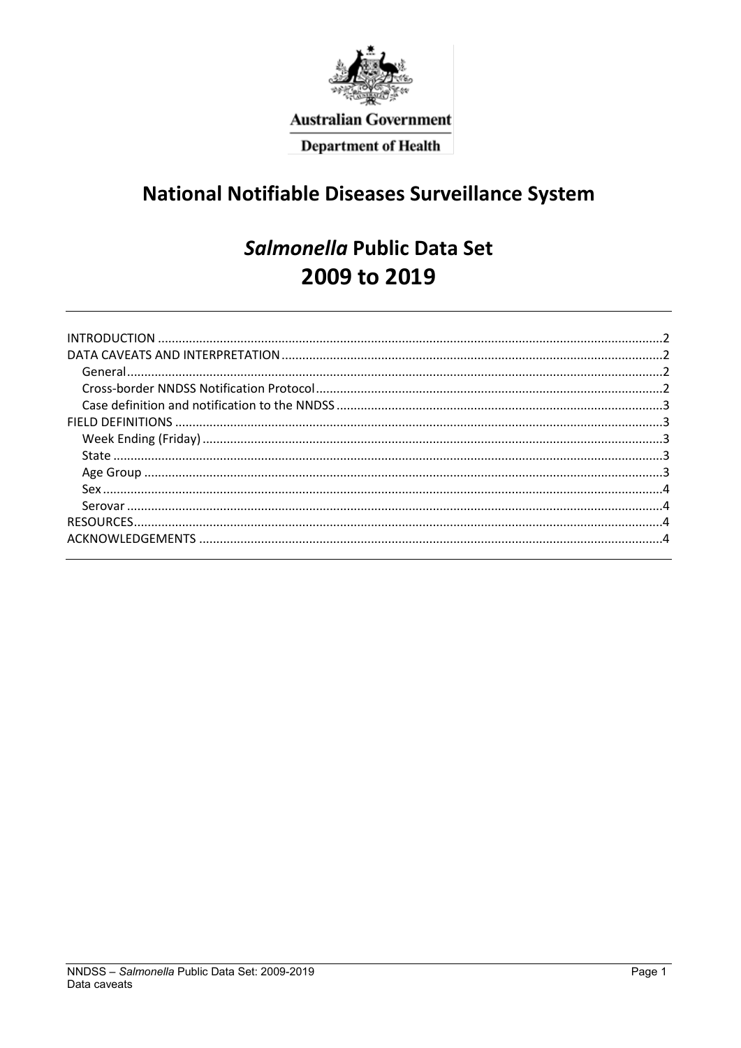Australian Government

Department of Health

# National Notifiable Diseases Surveillance System

# *Salmonella* Public Data Set 2009 to 2019

INTRODUCTION ....... 2
DATA CAVEATS AND INTERPRETATION ....... 2
  General ....... 2
  Cross-border NNDSS Notification Protocol ....... 2
  Case definition and notification to the NNDSS ....... 3
FIELD DEFINITIONS ....... 3
  Week Ending (Friday) ....... 3
  State ....... 3
  Age Group ....... 3
  Sex ....... 4
  Serovar ....... 4
RESOURCES ....... 4
ACKNOWLEDGEMENTS ....... 4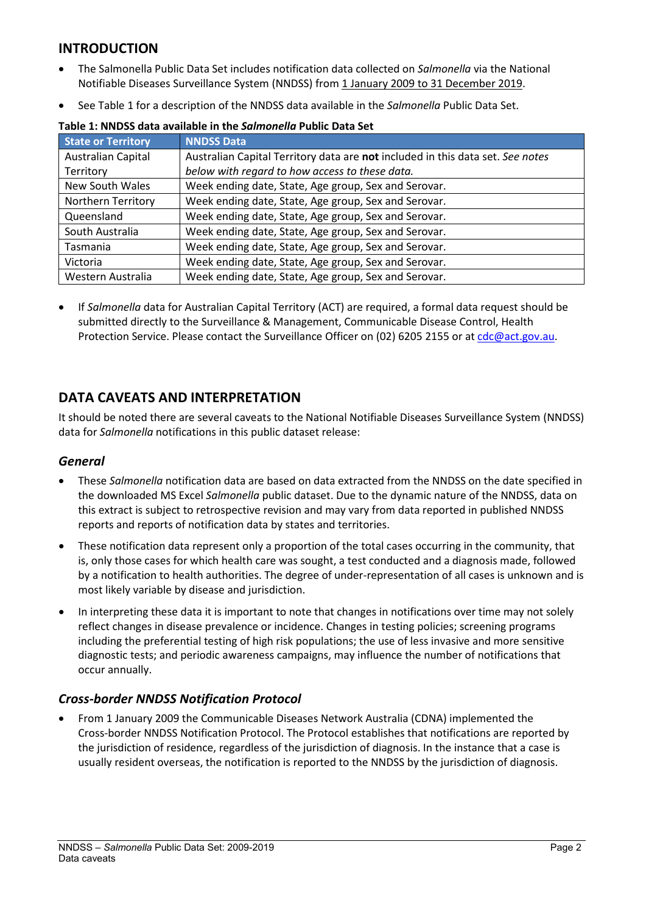## INTRODUCTION

- The Salmonella Public Data Set includes notification data collected on *Salmonella* via the National Notifiable Diseases Surveillance System (NNDSS) from 1 January 2009 to 31 December 2019.
- See Table 1 for a description of the NNDSS data available in the *Salmonella* Public Data Set.

**Table 1: NNDSS data available in the *Salmonella* Public Data Set**

| State or Territory | NNDSS Data |
|---|---|
| Australian Capital Territory | Australian Capital Territory data are **not** included in this data set. *See notes below with regard to how access to these data.* |
| New South Wales | Week ending date, State, Age group, Sex and Serovar. |
| Northern Territory | Week ending date, State, Age group, Sex and Serovar. |
| Queensland | Week ending date, State, Age group, Sex and Serovar. |
| South Australia | Week ending date, State, Age group, Sex and Serovar. |
| Tasmania | Week ending date, State, Age group, Sex and Serovar. |
| Victoria | Week ending date, State, Age group, Sex and Serovar. |
| Western Australia | Week ending date, State, Age group, Sex and Serovar. |

- If *Salmonella* data for Australian Capital Territory (ACT) are required, a formal data request should be submitted directly to the Surveillance & Management, Communicable Disease Control, Health Protection Service. Please contact the Surveillance Officer on (02) 6205 2155 or at cdc@act.gov.au.

## DATA CAVEATS AND INTERPRETATION

It should be noted there are several caveats to the National Notifiable Diseases Surveillance System (NNDSS) data for *Salmonella* notifications in this public dataset release:

### *General*

- These *Salmonella* notification data are based on data extracted from the NNDSS on the date specified in the downloaded MS Excel *Salmonella* public dataset. Due to the dynamic nature of the NNDSS, data on this extract is subject to retrospective revision and may vary from data reported in published NNDSS reports and reports of notification data by states and territories.
- These notification data represent only a proportion of the total cases occurring in the community, that is, only those cases for which health care was sought, a test conducted and a diagnosis made, followed by a notification to health authorities. The degree of under-representation of all cases is unknown and is most likely variable by disease and jurisdiction.
- In interpreting these data it is important to note that changes in notifications over time may not solely reflect changes in disease prevalence or incidence. Changes in testing policies; screening programs including the preferential testing of high risk populations; the use of less invasive and more sensitive diagnostic tests; and periodic awareness campaigns, may influence the number of notifications that occur annually.

### *Cross-border NNDSS Notification Protocol*

- From 1 January 2009 the Communicable Diseases Network Australia (CDNA) implemented the Cross-border NNDSS Notification Protocol. The Protocol establishes that notifications are reported by the jurisdiction of residence, regardless of the jurisdiction of diagnosis. In the instance that a case is usually resident overseas, the notification is reported to the NNDSS by the jurisdiction of diagnosis.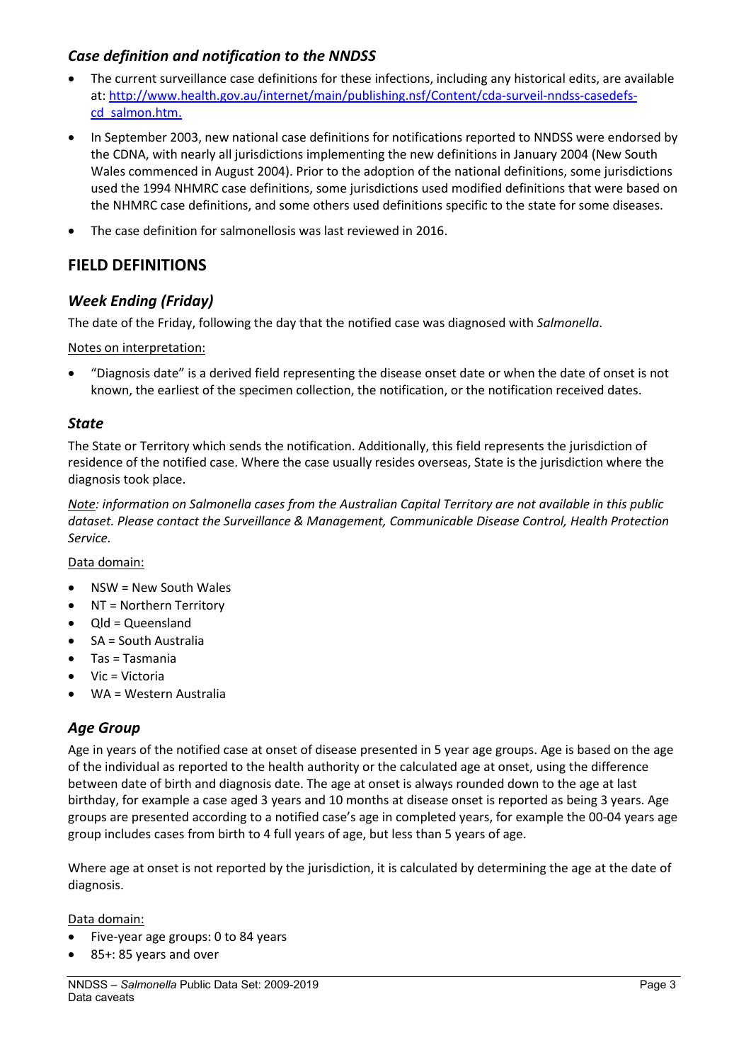### *Case definition and notification to the NNDSS*

- The current surveillance case definitions for these infections, including any historical edits, are available at: [http://www.health.gov.au/internet/main/publishing.nsf/Content/cda-surveil-nndss-casedefs-cd_salmon.htm.](http://www.health.gov.au/internet/main/publishing.nsf/Content/cda-surveil-nndss-casedefs-cd_salmon.htm)
- In September 2003, new national case definitions for notifications reported to NNDSS were endorsed by the CDNA, with nearly all jurisdictions implementing the new definitions in January 2004 (New South Wales commenced in August 2004). Prior to the adoption of the national definitions, some jurisdictions used the 1994 NHMRC case definitions, some jurisdictions used modified definitions that were based on the NHMRC case definitions, and some others used definitions specific to the state for some diseases.
- The case definition for salmonellosis was last reviewed in 2016.

## FIELD DEFINITIONS

### *Week Ending (Friday)*

The date of the Friday, following the day that the notified case was diagnosed with *Salmonella*.

Notes on interpretation:

- "Diagnosis date" is a derived field representing the disease onset date or when the date of onset is not known, the earliest of the specimen collection, the notification, or the notification received dates.

### *State*

The State or Territory which sends the notification. Additionally, this field represents the jurisdiction of residence of the notified case. Where the case usually resides overseas, State is the jurisdiction where the diagnosis took place.

*Note: information on Salmonella cases from the Australian Capital Territory are not available in this public dataset. Please contact the Surveillance & Management, Communicable Disease Control, Health Protection Service.*

Data domain:

- NSW = New South Wales
- NT = Northern Territory
- Qld = Queensland
- SA = South Australia
- Tas = Tasmania
- Vic = Victoria
- WA = Western Australia

### *Age Group*

Age in years of the notified case at onset of disease presented in 5 year age groups. Age is based on the age of the individual as reported to the health authority or the calculated age at onset, using the difference between date of birth and diagnosis date. The age at onset is always rounded down to the age at last birthday, for example a case aged 3 years and 10 months at disease onset is reported as being 3 years. Age groups are presented according to a notified case's age in completed years, for example the 00-04 years age group includes cases from birth to 4 full years of age, but less than 5 years of age.

Where age at onset is not reported by the jurisdiction, it is calculated by determining the age at the date of diagnosis.

Data domain:

- Five-year age groups: 0 to 84 years
- 85+: 85 years and over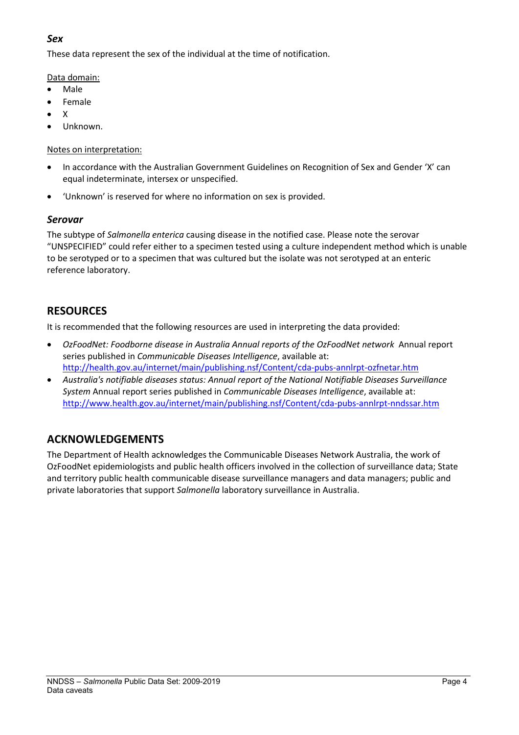### *Sex*

These data represent the sex of the individual at the time of notification.

Data domain:

- Male
- Female
- X
- Unknown.

Notes on interpretation:

- In accordance with the Australian Government Guidelines on Recognition of Sex and Gender 'X' can equal indeterminate, intersex or unspecified.
- 'Unknown' is reserved for where no information on sex is provided.

### *Serovar*

The subtype of *Salmonella enterica* causing disease in the notified case. Please note the serovar "UNSPECIFIED" could refer either to a specimen tested using a culture independent method which is unable to be serotyped or to a specimen that was cultured but the isolate was not serotyped at an enteric reference laboratory.

## RESOURCES

It is recommended that the following resources are used in interpreting the data provided:

- *OzFoodNet: Foodborne disease in Australia Annual reports of the OzFoodNet network* Annual report series published in *Communicable Diseases Intelligence*, available at: http://health.gov.au/internet/main/publishing.nsf/Content/cda-pubs-annlrpt-ozfnetar.htm
- *Australia's notifiable diseases status: Annual report of the National Notifiable Diseases Surveillance System* Annual report series published in *Communicable Diseases Intelligence*, available at: http://www.health.gov.au/internet/main/publishing.nsf/Content/cda-pubs-annlrpt-nndssar.htm

## ACKNOWLEDGEMENTS

The Department of Health acknowledges the Communicable Diseases Network Australia, the work of OzFoodNet epidemiologists and public health officers involved in the collection of surveillance data; State and territory public health communicable disease surveillance managers and data managers; public and private laboratories that support *Salmonella* laboratory surveillance in Australia.